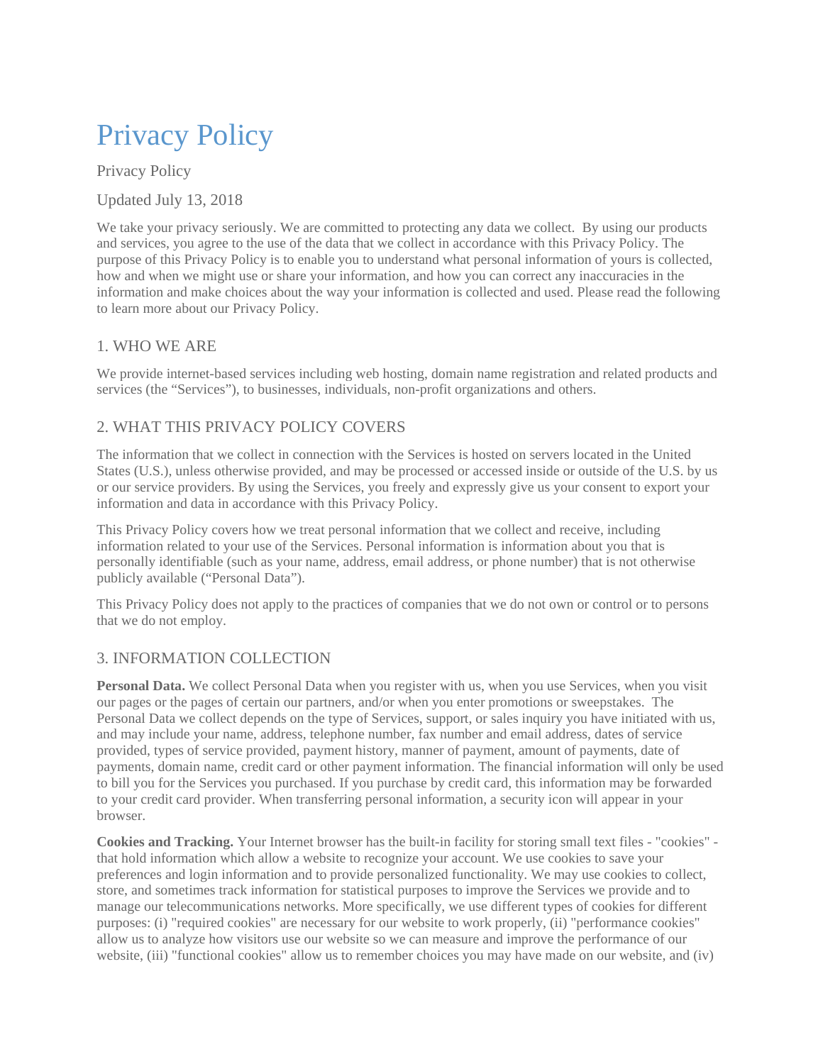# Privacy Policy

Privacy Policy

Updated July 13, 2018

We take your privacy seriously. We are committed to protecting any data we collect. By using our products and services, you agree to the use of the data that we collect in accordance with this Privacy Policy. The purpose of this Privacy Policy is to enable you to understand what personal information of yours is collected, how and when we might use or share your information, and how you can correct any inaccuracies in the information and make choices about the way your information is collected and used. Please read the following to learn more about our Privacy Policy.

## 1. WHO WE ARE

We provide internet-based services including web hosting, domain name registration and related products and services (the “Services”), to businesses, individuals, non-profit organizations and others.

## 2. WHAT THIS PRIVACY POLICY COVERS

The information that we collect in connection with the Services is hosted on servers located in the United States (U.S.), unless otherwise provided, and may be processed or accessed inside or outside of the U.S. by us or our service providers. By using the Services, you freely and expressly give us your consent to export your information and data in accordance with this Privacy Policy.

This Privacy Policy covers how we treat personal information that we collect and receive, including information related to your use of the Services. Personal information is information about you that is personally identifiable (such as your name, address, email address, or phone number) that is not otherwise publicly available (“Personal Data”).

This Privacy Policy does not apply to the practices of companies that we do not own or control or to persons that we do not employ.

## 3. INFORMATION COLLECTION

**Personal Data.** We collect Personal Data when you register with us, when you use Services, when you visit our pages or the pages of certain our partners, and/or when you enter promotions or sweepstakes. The Personal Data we collect depends on the type of Services, support, or sales inquiry you have initiated with us, and may include your name, address, telephone number, fax number and email address, dates of service provided, types of service provided, payment history, manner of payment, amount of payments, date of payments, domain name, credit card or other payment information. The financial information will only be used to bill you for the Services you purchased. If you purchase by credit card, this information may be forwarded to your credit card provider. When transferring personal information, a security icon will appear in your browser.

**Cookies and Tracking.** Your Internet browser has the built-in facility for storing small text files - "cookies" - that hold information which allow a website to recognize your account. We use cookies to save your preferences and login information and to provide personalized functionality. We may use cookies to collect, store, and sometimes track information for statistical purposes to improve the Services we provide and to manage our telecommunications networks. More specifically, we use different types of cookies for different purposes: (i) "required cookies" are necessary for our website to work properly, (ii) "performance cookies" allow us to analyze how visitors use our website so we can measure and improve the performance of our website, (iii) "functional cookies" allow us to remember choices you may have made on our website, and (iv)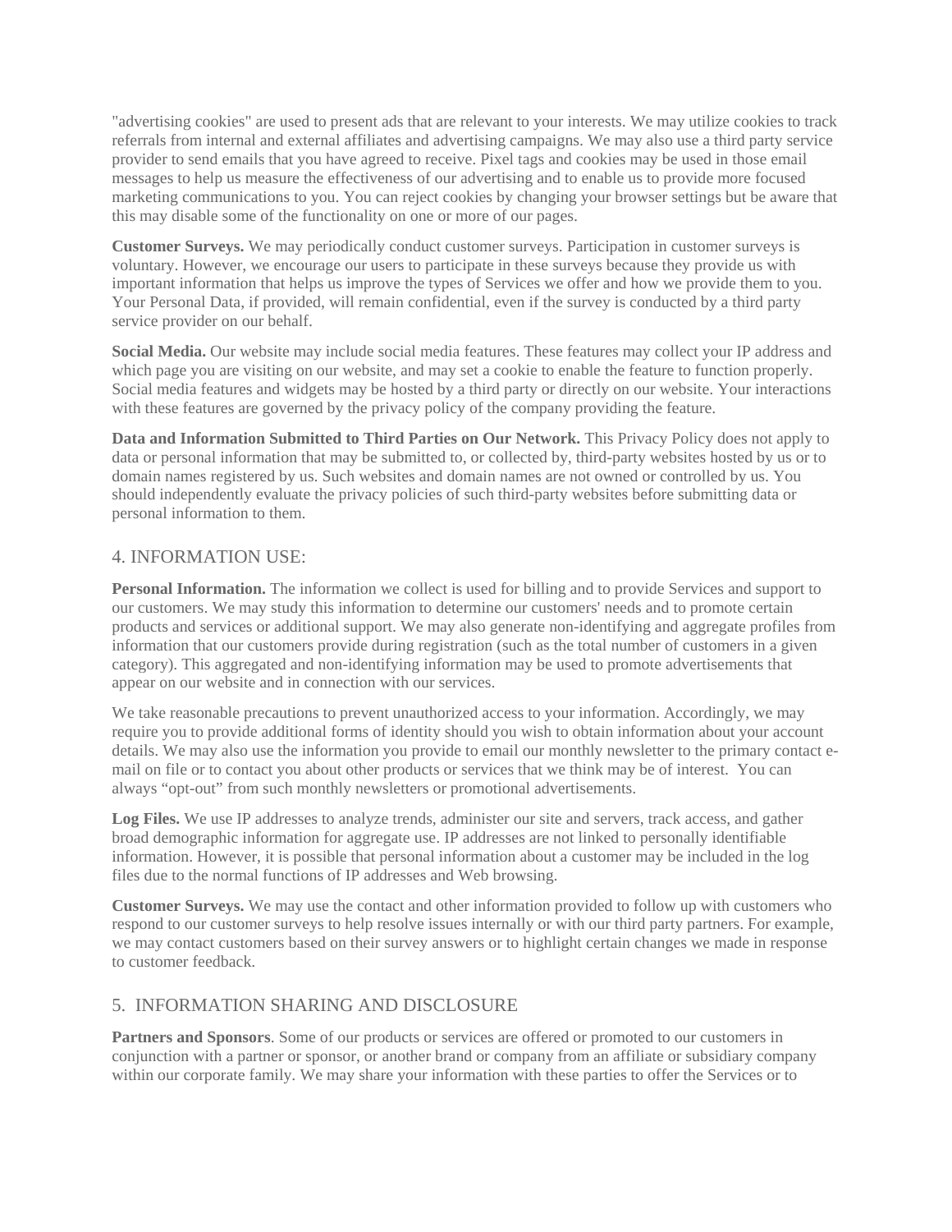"advertising cookies" are used to present ads that are relevant to your interests. We may utilize cookies to track referrals from internal and external affiliates and advertising campaigns. We may also use a third party service provider to send emails that you have agreed to receive. Pixel tags and cookies may be used in those email messages to help us measure the effectiveness of our advertising and to enable us to provide more focused marketing communications to you. You can reject cookies by changing your browser settings but be aware that this may disable some of the functionality on one or more of our pages.

**Customer Surveys.** We may periodically conduct customer surveys. Participation in customer surveys is voluntary. However, we encourage our users to participate in these surveys because they provide us with important information that helps us improve the types of Services we offer and how we provide them to you. Your Personal Data, if provided, will remain confidential, even if the survey is conducted by a third party service provider on our behalf.

**Social Media.** Our website may include social media features. These features may collect your IP address and which page you are visiting on our website, and may set a cookie to enable the feature to function properly. Social media features and widgets may be hosted by a third party or directly on our website. Your interactions with these features are governed by the privacy policy of the company providing the feature.

**Data and Information Submitted to Third Parties on Our Network.** This Privacy Policy does not apply to data or personal information that may be submitted to, or collected by, third-party websites hosted by us or to domain names registered by us. Such websites and domain names are not owned or controlled by us. You should independently evaluate the privacy policies of such third-party websites before submitting data or personal information to them.

## 4. INFORMATION USE:

**Personal Information.** The information we collect is used for billing and to provide Services and support to our customers. We may study this information to determine our customers' needs and to promote certain products and services or additional support. We may also generate non-identifying and aggregate profiles from information that our customers provide during registration (such as the total number of customers in a given category). This aggregated and non-identifying information may be used to promote advertisements that appear on our website and in connection with our services.

We take reasonable precautions to prevent unauthorized access to your information. Accordingly, we may require you to provide additional forms of identity should you wish to obtain information about your account details. We may also use the information you provide to email our monthly newsletter to the primary contact e-mail on file or to contact you about other products or services that we think may be of interest. You can always "opt-out" from such monthly newsletters or promotional advertisements.

**Log Files.** We use IP addresses to analyze trends, administer our site and servers, track access, and gather broad demographic information for aggregate use. IP addresses are not linked to personally identifiable information. However, it is possible that personal information about a customer may be included in the log files due to the normal functions of IP addresses and Web browsing.

**Customer Surveys.** We may use the contact and other information provided to follow up with customers who respond to our customer surveys to help resolve issues internally or with our third party partners. For example, we may contact customers based on their survey answers or to highlight certain changes we made in response to customer feedback.

## 5. INFORMATION SHARING AND DISCLOSURE

**Partners and Sponsors**. Some of our products or services are offered or promoted to our customers in conjunction with a partner or sponsor, or another brand or company from an affiliate or subsidiary company within our corporate family. We may share your information with these parties to offer the Services or to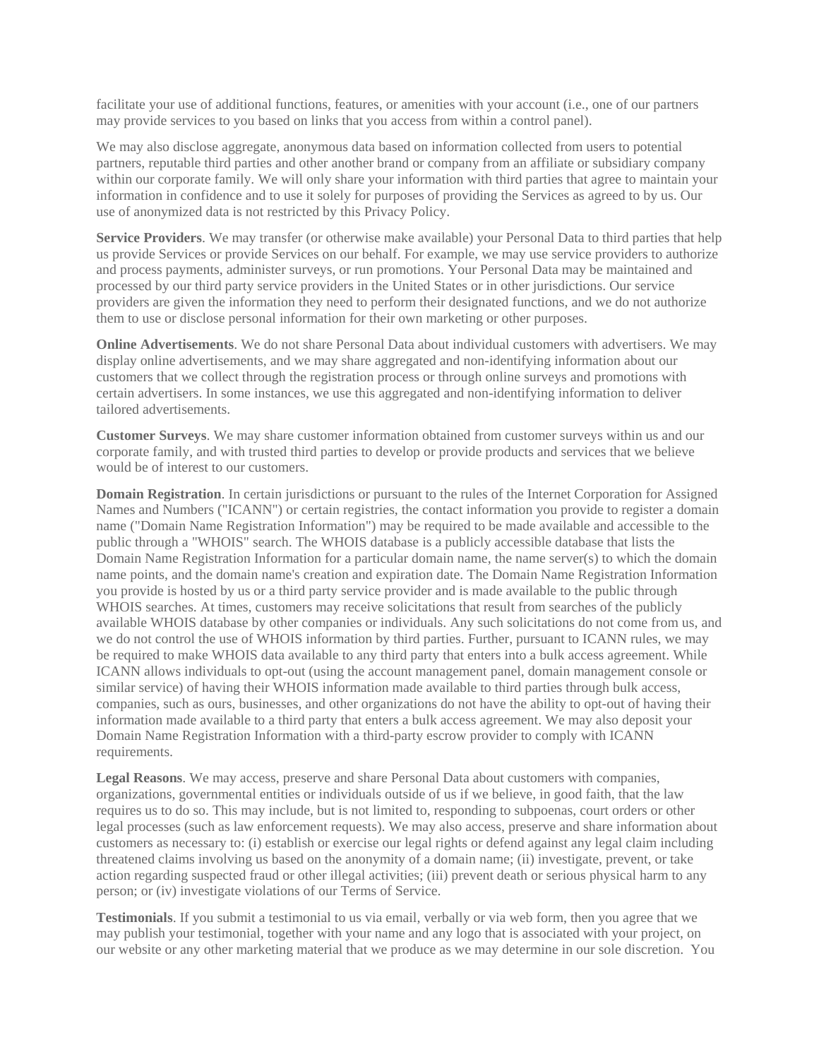facilitate your use of additional functions, features, or amenities with your account (i.e., one of our partners may provide services to you based on links that you access from within a control panel).

We may also disclose aggregate, anonymous data based on information collected from users to potential partners, reputable third parties and other another brand or company from an affiliate or subsidiary company within our corporate family. We will only share your information with third parties that agree to maintain your information in confidence and to use it solely for purposes of providing the Services as agreed to by us. Our use of anonymized data is not restricted by this Privacy Policy.

**Service Providers**. We may transfer (or otherwise make available) your Personal Data to third parties that help us provide Services or provide Services on our behalf. For example, we may use service providers to authorize and process payments, administer surveys, or run promotions. Your Personal Data may be maintained and processed by our third party service providers in the United States or in other jurisdictions. Our service providers are given the information they need to perform their designated functions, and we do not authorize them to use or disclose personal information for their own marketing or other purposes.

**Online Advertisements**. We do not share Personal Data about individual customers with advertisers. We may display online advertisements, and we may share aggregated and non-identifying information about our customers that we collect through the registration process or through online surveys and promotions with certain advertisers. In some instances, we use this aggregated and non-identifying information to deliver tailored advertisements.

**Customer Surveys**. We may share customer information obtained from customer surveys within us and our corporate family, and with trusted third parties to develop or provide products and services that we believe would be of interest to our customers.

**Domain Registration**. In certain jurisdictions or pursuant to the rules of the Internet Corporation for Assigned Names and Numbers ("ICANN") or certain registries, the contact information you provide to register a domain name ("Domain Name Registration Information") may be required to be made available and accessible to the public through a "WHOIS" search. The WHOIS database is a publicly accessible database that lists the Domain Name Registration Information for a particular domain name, the name server(s) to which the domain name points, and the domain name's creation and expiration date. The Domain Name Registration Information you provide is hosted by us or a third party service provider and is made available to the public through WHOIS searches. At times, customers may receive solicitations that result from searches of the publicly available WHOIS database by other companies or individuals. Any such solicitations do not come from us, and we do not control the use of WHOIS information by third parties. Further, pursuant to ICANN rules, we may be required to make WHOIS data available to any third party that enters into a bulk access agreement. While ICANN allows individuals to opt-out (using the account management panel, domain management console or similar service) of having their WHOIS information made available to third parties through bulk access, companies, such as ours, businesses, and other organizations do not have the ability to opt-out of having their information made available to a third party that enters a bulk access agreement. We may also deposit your Domain Name Registration Information with a third-party escrow provider to comply with ICANN requirements.

**Legal Reasons**. We may access, preserve and share Personal Data about customers with companies, organizations, governmental entities or individuals outside of us if we believe, in good faith, that the law requires us to do so. This may include, but is not limited to, responding to subpoenas, court orders or other legal processes (such as law enforcement requests). We may also access, preserve and share information about customers as necessary to: (i) establish or exercise our legal rights or defend against any legal claim including threatened claims involving us based on the anonymity of a domain name; (ii) investigate, prevent, or take action regarding suspected fraud or other illegal activities; (iii) prevent death or serious physical harm to any person; or (iv) investigate violations of our Terms of Service.

**Testimonials**. If you submit a testimonial to us via email, verbally or via web form, then you agree that we may publish your testimonial, together with your name and any logo that is associated with your project, on our website or any other marketing material that we produce as we may determine in our sole discretion. You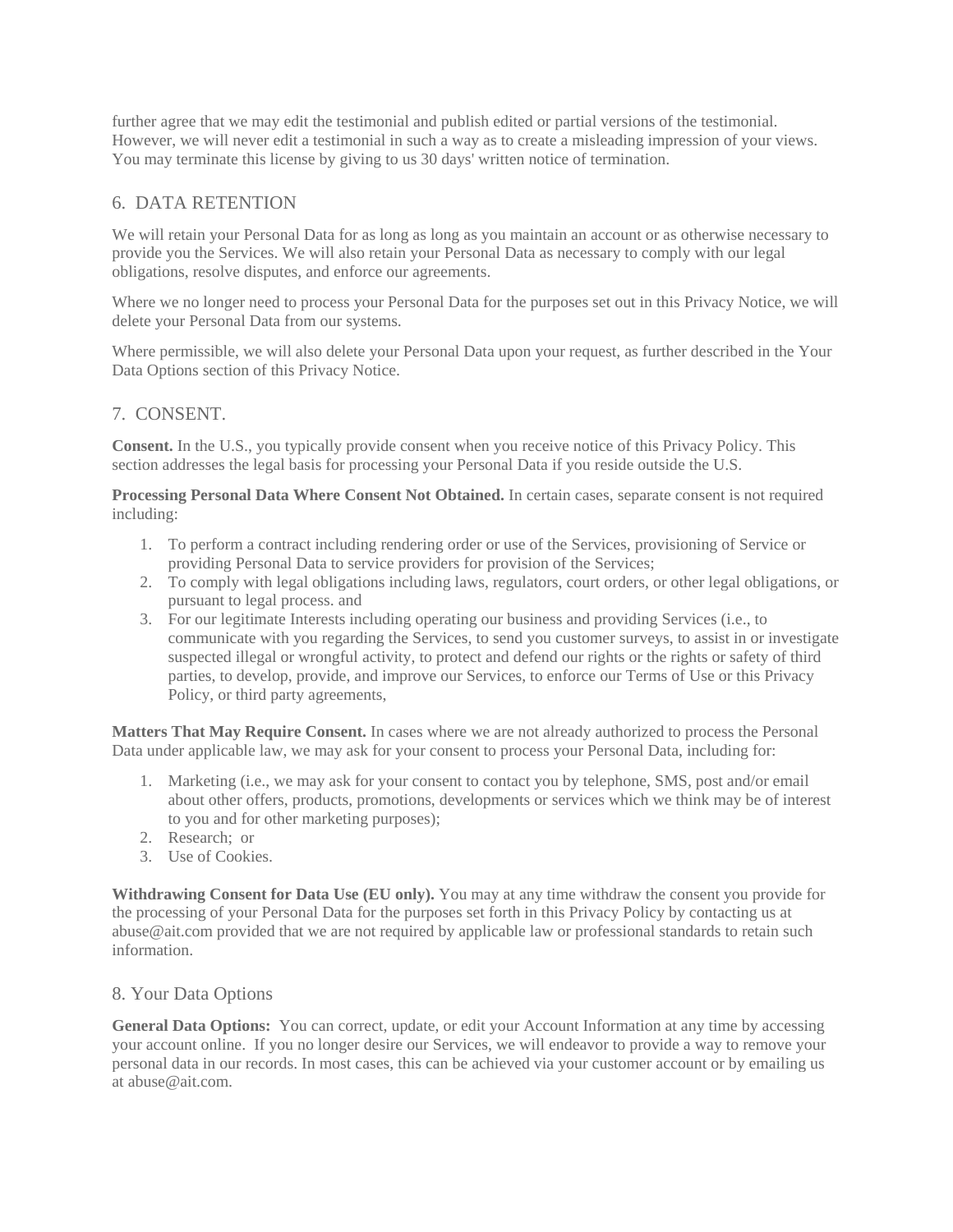further agree that we may edit the testimonial and publish edited or partial versions of the testimonial. However, we will never edit a testimonial in such a way as to create a misleading impression of your views. You may terminate this license by giving to us 30 days' written notice of termination.

## 6. DATA RETENTION

We will retain your Personal Data for as long as long as you maintain an account or as otherwise necessary to provide you the Services. We will also retain your Personal Data as necessary to comply with our legal obligations, resolve disputes, and enforce our agreements.

Where we no longer need to process your Personal Data for the purposes set out in this Privacy Notice, we will delete your Personal Data from our systems.

Where permissible, we will also delete your Personal Data upon your request, as further described in the Your Data Options section of this Privacy Notice.

## 7. CONSENT.

**Consent.** In the U.S., you typically provide consent when you receive notice of this Privacy Policy. This section addresses the legal basis for processing your Personal Data if you reside outside the U.S.

**Processing Personal Data Where Consent Not Obtained.** In certain cases, separate consent is not required including:

1. To perform a contract including rendering order or use of the Services, provisioning of Service or providing Personal Data to service providers for provision of the Services;
2. To comply with legal obligations including laws, regulators, court orders, or other legal obligations, or pursuant to legal process. and
3. For our legitimate Interests including operating our business and providing Services (i.e., to communicate with you regarding the Services, to send you customer surveys, to assist in or investigate suspected illegal or wrongful activity, to protect and defend our rights or the rights or safety of third parties, to develop, provide, and improve our Services, to enforce our Terms of Use or this Privacy Policy, or third party agreements,

**Matters That May Require Consent.** In cases where we are not already authorized to process the Personal Data under applicable law, we may ask for your consent to process your Personal Data, including for:

1. Marketing (i.e., we may ask for your consent to contact you by telephone, SMS, post and/or email about other offers, products, promotions, developments or services which we think may be of interest to you and for other marketing purposes);
2. Research; or
3. Use of Cookies.

**Withdrawing Consent for Data Use (EU only).** You may at any time withdraw the consent you provide for the processing of your Personal Data for the purposes set forth in this Privacy Policy by contacting us at abuse@ait.com provided that we are not required by applicable law or professional standards to retain such information.

## 8. Your Data Options

**General Data Options:** You can correct, update, or edit your Account Information at any time by accessing your account online. If you no longer desire our Services, we will endeavor to provide a way to remove your personal data in our records. In most cases, this can be achieved via your customer account or by emailing us at abuse@ait.com.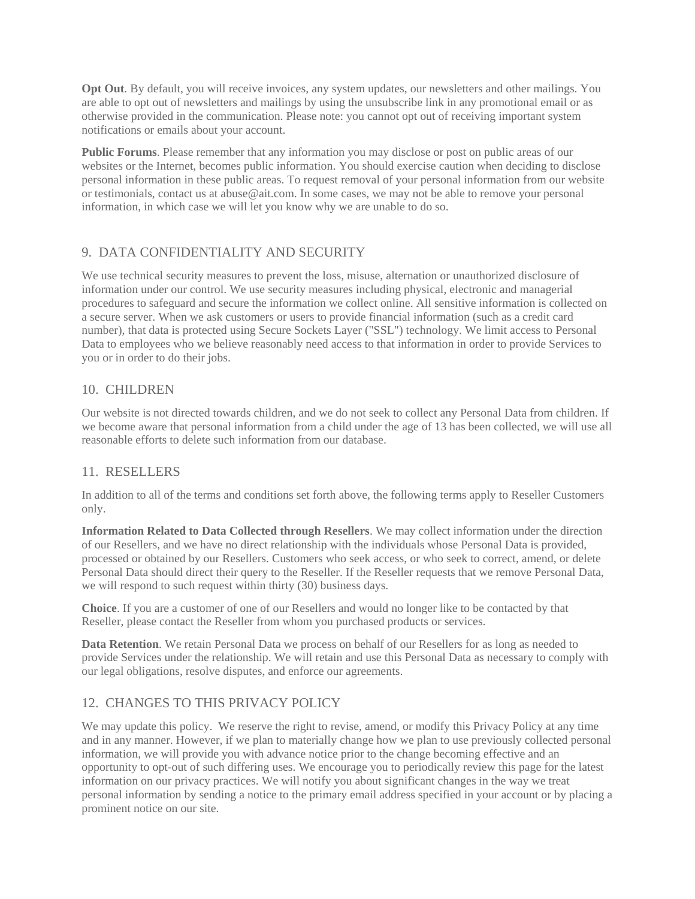**Opt Out**. By default, you will receive invoices, any system updates, our newsletters and other mailings. You are able to opt out of newsletters and mailings by using the unsubscribe link in any promotional email or as otherwise provided in the communication. Please note: you cannot opt out of receiving important system notifications or emails about your account.

**Public Forums**. Please remember that any information you may disclose or post on public areas of our websites or the Internet, becomes public information. You should exercise caution when deciding to disclose personal information in these public areas. To request removal of your personal information from our website or testimonials, contact us at abuse@ait.com. In some cases, we may not be able to remove your personal information, in which case we will let you know why we are unable to do so.

## 9. DATA CONFIDENTIALITY AND SECURITY

We use technical security measures to prevent the loss, misuse, alternation or unauthorized disclosure of information under our control. We use security measures including physical, electronic and managerial procedures to safeguard and secure the information we collect online. All sensitive information is collected on a secure server. When we ask customers or users to provide financial information (such as a credit card number), that data is protected using Secure Sockets Layer ("SSL") technology. We limit access to Personal Data to employees who we believe reasonably need access to that information in order to provide Services to you or in order to do their jobs.

## 10. CHILDREN

Our website is not directed towards children, and we do not seek to collect any Personal Data from children. If we become aware that personal information from a child under the age of 13 has been collected, we will use all reasonable efforts to delete such information from our database.

## 11. RESELLERS

In addition to all of the terms and conditions set forth above, the following terms apply to Reseller Customers only.

**Information Related to Data Collected through Resellers**. We may collect information under the direction of our Resellers, and we have no direct relationship with the individuals whose Personal Data is provided, processed or obtained by our Resellers. Customers who seek access, or who seek to correct, amend, or delete Personal Data should direct their query to the Reseller. If the Reseller requests that we remove Personal Data, we will respond to such request within thirty (30) business days.

**Choice**. If you are a customer of one of our Resellers and would no longer like to be contacted by that Reseller, please contact the Reseller from whom you purchased products or services.

**Data Retention**. We retain Personal Data we process on behalf of our Resellers for as long as needed to provide Services under the relationship. We will retain and use this Personal Data as necessary to comply with our legal obligations, resolve disputes, and enforce our agreements.

## 12. CHANGES TO THIS PRIVACY POLICY

We may update this policy. We reserve the right to revise, amend, or modify this Privacy Policy at any time and in any manner. However, if we plan to materially change how we plan to use previously collected personal information, we will provide you with advance notice prior to the change becoming effective and an opportunity to opt-out of such differing uses. We encourage you to periodically review this page for the latest information on our privacy practices. We will notify you about significant changes in the way we treat personal information by sending a notice to the primary email address specified in your account or by placing a prominent notice on our site.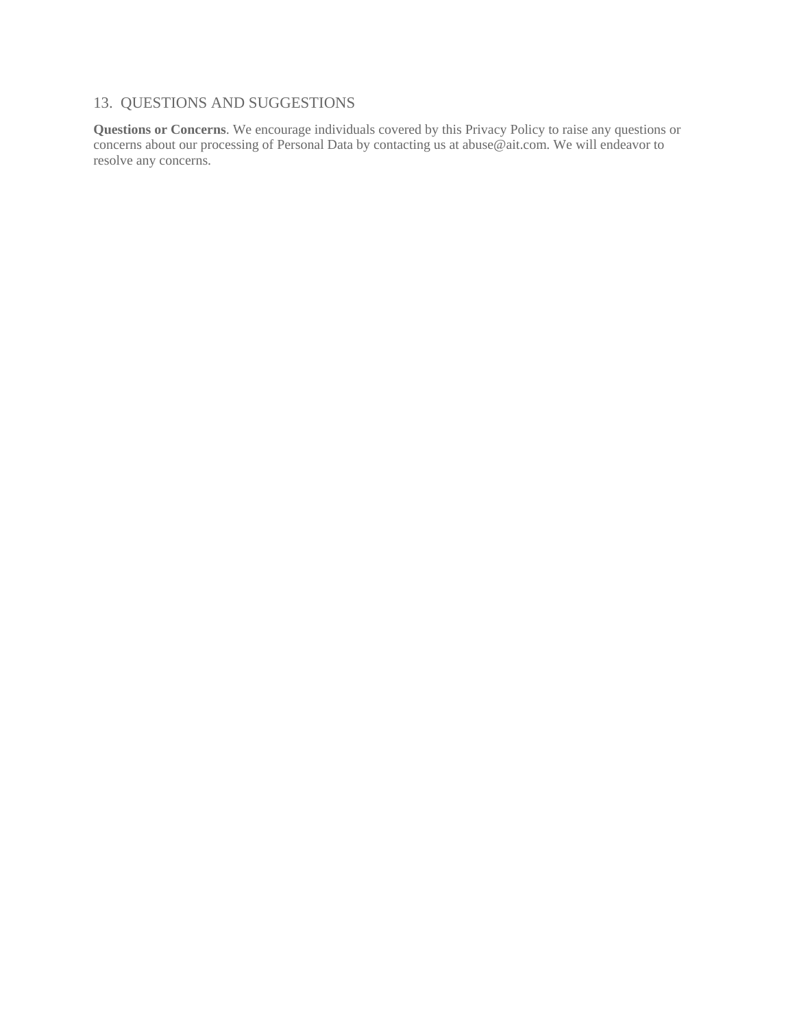## 13. QUESTIONS AND SUGGESTIONS

**Questions or Concerns**. We encourage individuals covered by this Privacy Policy to raise any questions or concerns about our processing of Personal Data by contacting us at abuse@ait.com. We will endeavor to resolve any concerns.